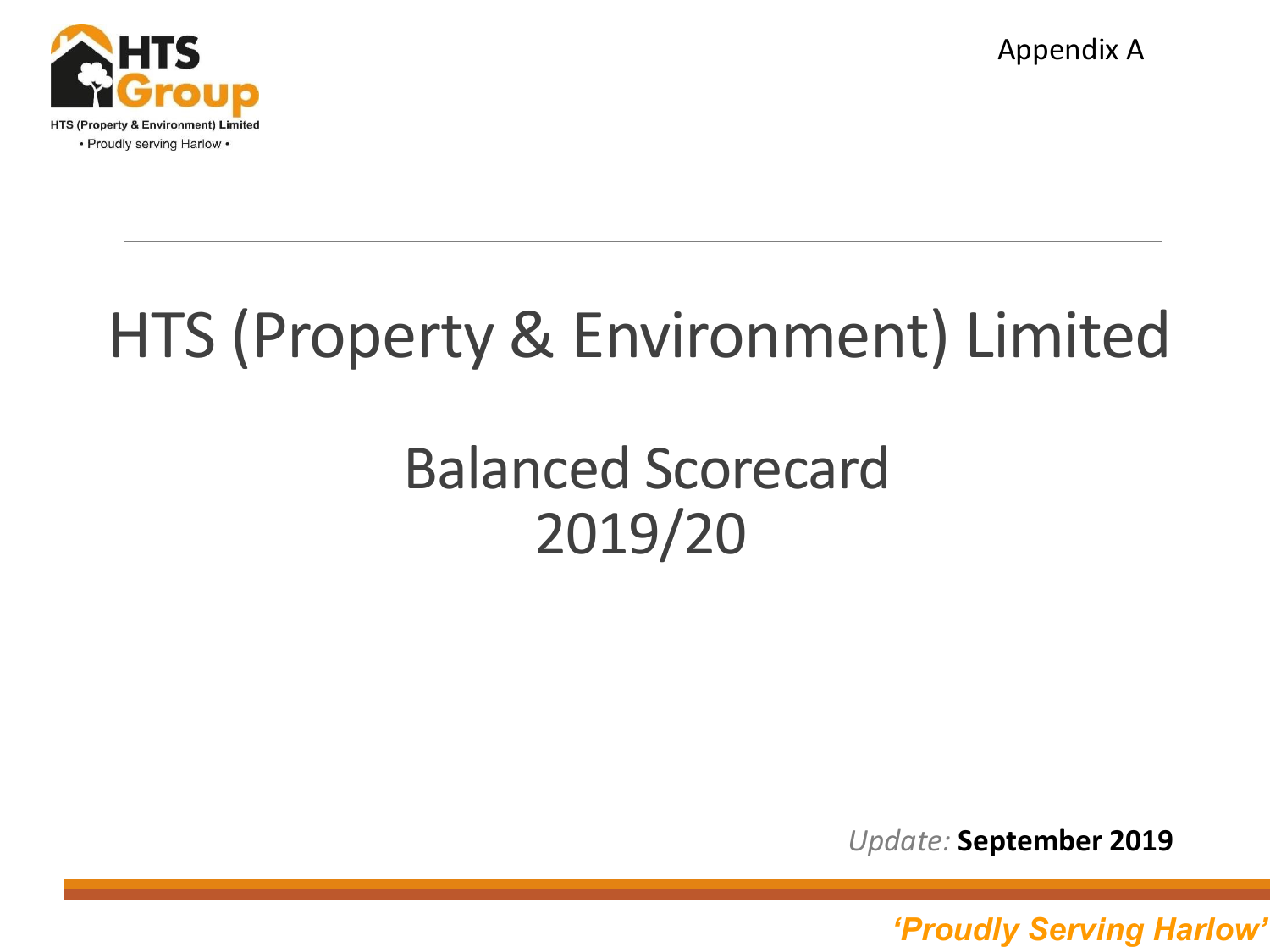HTS (Property & Environment) Limited

• Proudly serving Harlow •

Appendix A

# HTS (Property & Environment) Limited

## Balanced Scorecard 2019/20

*Update:* **September 2019**

***'Proudly Serving Harlow'***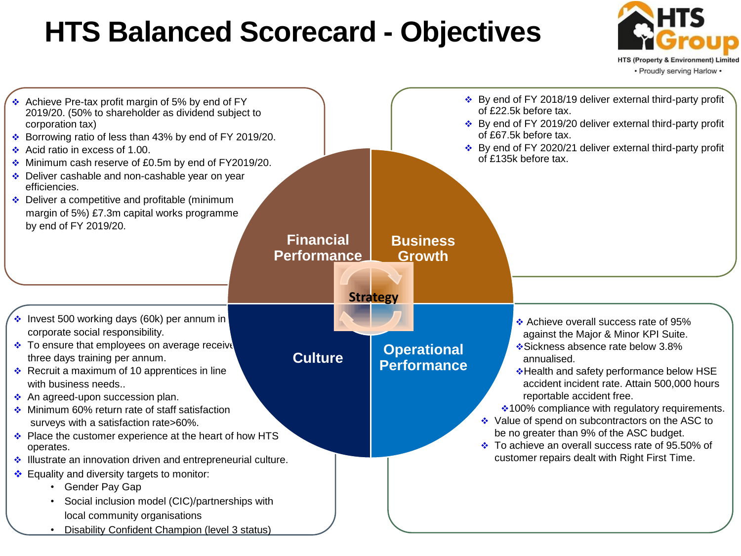# HTS Balanced Scorecard - Objectives

HTS Group
HTS (Property & Environment) Limited
• Proudly serving Harlow •

## Financial Performance

- Achieve Pre-tax profit margin of 5% by end of FY 2019/20. (50% to shareholder as dividend subject to corporation tax)
- Borrowing ratio of less than 43% by end of FY 2019/20.
- Acid ratio in excess of 1.00.
- Minimum cash reserve of £0.5m by end of FY2019/20.
- Deliver cashable and non-cashable year on year efficiencies.
- Deliver a competitive and profitable (minimum margin of 5%) £7.3m capital works programme by end of FY 2019/20.

## Business Growth

- By end of FY 2018/19 deliver external third-party profit of £22.5k before tax.
- By end of FY 2019/20 deliver external third-party profit of £67.5k before tax.
- By end of FY 2020/21 deliver external third-party profit of £135k before tax.

## Strategy

## Culture

- Invest 500 working days (60k) per annum in corporate social responsibility.
- To ensure that employees on average receive three days training per annum.
- Recruit a maximum of 10 apprentices in line with business needs..
- An agreed-upon succession plan.
- Minimum 60% return rate of staff satisfaction surveys with a satisfaction rate>60%.
- Place the customer experience at the heart of how HTS operates.
- Illustrate an innovation driven and entrepreneurial culture.
- Equality and diversity targets to monitor:
  - Gender Pay Gap
  - Social inclusion model (CIC)/partnerships with local community organisations
  - Disability Confident Champion (level 3 status)

## Operational Performance

- Achieve overall success rate of 95% against the Major & Minor KPI Suite.
- Sickness absence rate below 3.8% annualised.
- Health and safety performance below HSE accident incident rate. Attain 500,000 hours reportable accident free.
- 100% compliance with regulatory requirements.
- Value of spend on subcontractors on the ASC to be no greater than 9% of the ASC budget.
- To achieve an overall success rate of 95.50% of customer repairs dealt with Right First Time.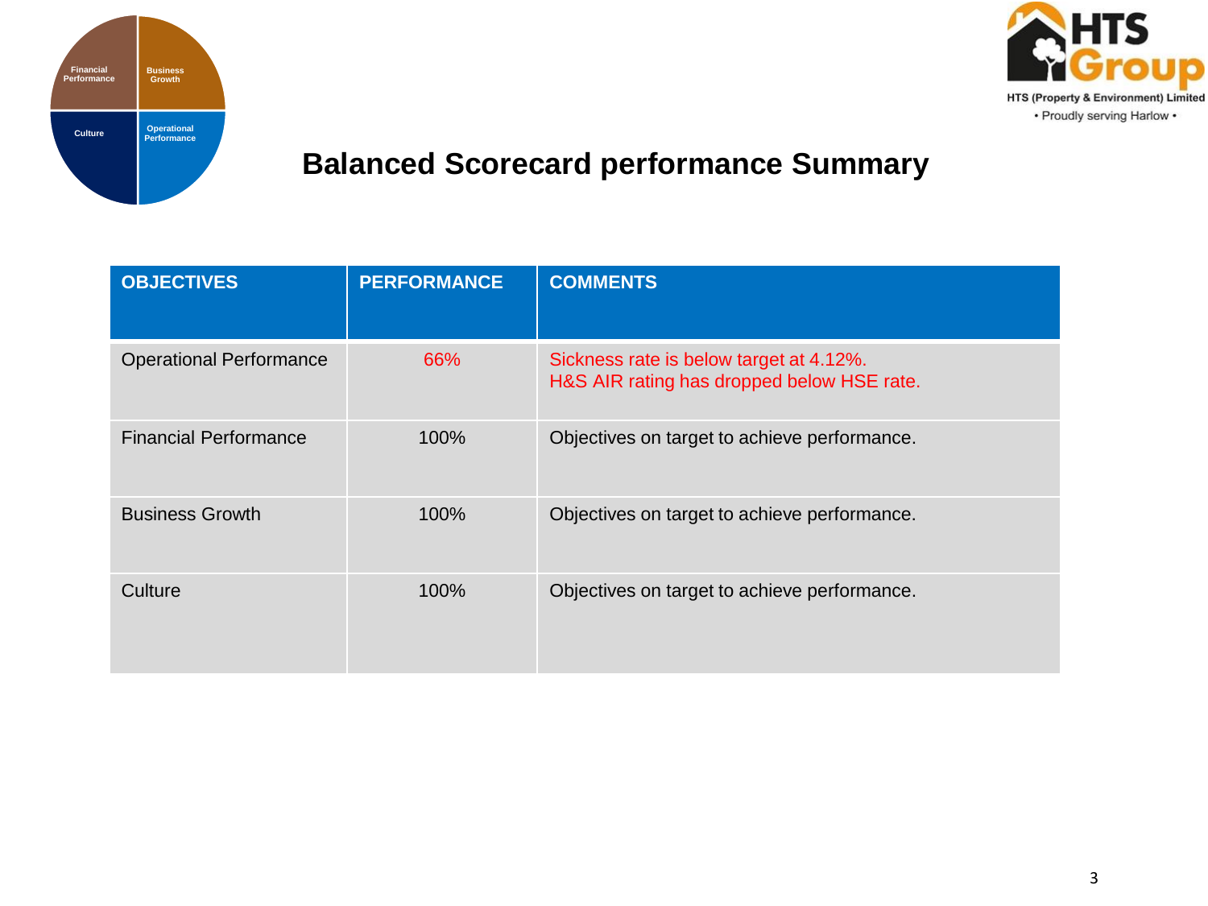# Balanced Scorecard performance Summary

| OBJECTIVES | PERFORMANCE | COMMENTS |
|---|---|---|
| Operational Performance | 66% | Sickness rate is below target at 4.12%.<br>H&S AIR rating has dropped below HSE rate. |
| Financial Performance | 100% | Objectives on target to achieve performance. |
| Business Growth | 100% | Objectives on target to achieve performance. |
| Culture | 100% | Objectives on target to achieve performance. |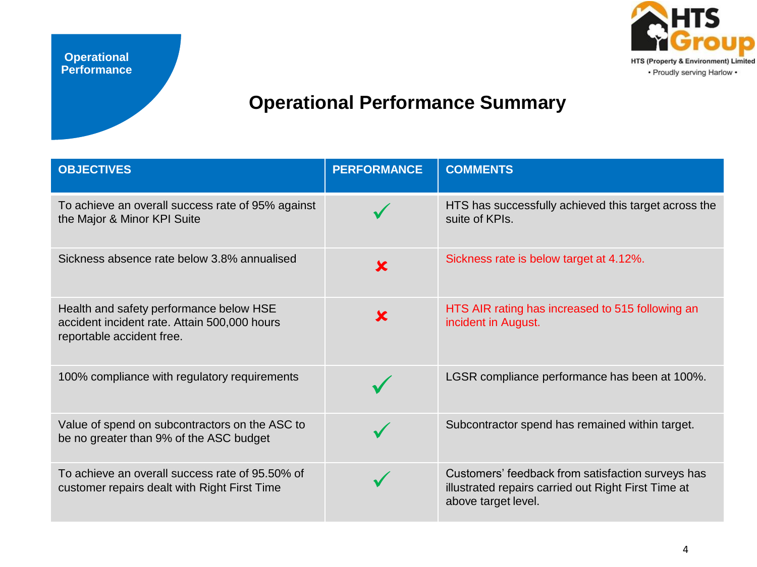Operational Performance

HTS Group
HTS (Property & Environment) Limited
• Proudly serving Harlow •

# Operational Performance Summary

| OBJECTIVES | PERFORMANCE | COMMENTS |
|---|---|---|
| To achieve an overall success rate of 95% against the Major & Minor KPI Suite | ✓ | HTS has successfully achieved this target across the suite of KPIs. |
| Sickness absence rate below 3.8% annualised | ✘ | Sickness rate is below target at 4.12%. |
| Health and safety performance below HSE accident incident rate. Attain 500,000 hours reportable accident free. | ✘ | HTS AIR rating has increased to 515 following an incident in August. |
| 100% compliance with regulatory requirements | ✓ | LGSR compliance performance has been at 100%. |
| Value of spend on subcontractors on the ASC to be no greater than 9% of the ASC budget | ✓ | Subcontractor spend has remained within target. |
| To achieve an overall success rate of 95.50% of customer repairs dealt with Right First Time | ✓ | Customers' feedback from satisfaction surveys has illustrated repairs carried out Right First Time at above target level. |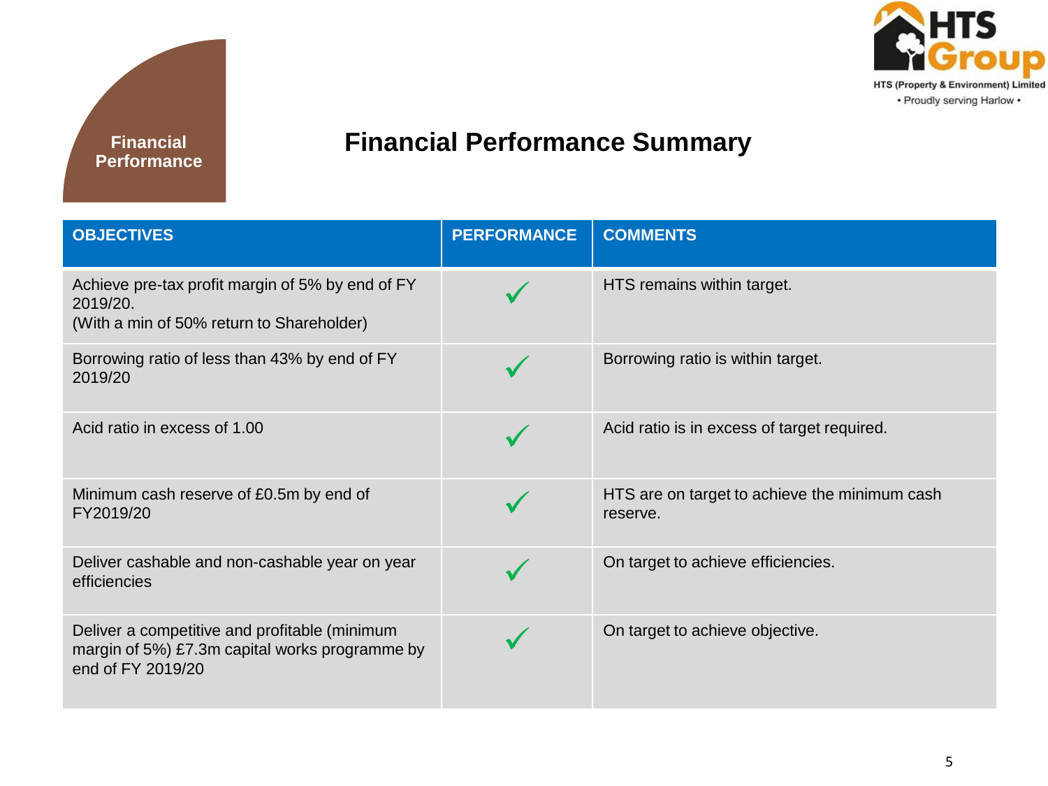Financial Performance

# Financial Performance Summary

| OBJECTIVES | PERFORMANCE | COMMENTS |
| --- | --- | --- |
| Achieve pre-tax profit margin of 5% by end of FY 2019/20.<br>(With a min of 50% return to Shareholder) | ✓ | HTS remains within target. |
| Borrowing ratio of less than 43% by end of FY 2019/20 | ✓ | Borrowing ratio is within target. |
| Acid ratio in excess of 1.00 | ✓ | Acid ratio is in excess of target required. |
| Minimum cash reserve of £0.5m by end of FY2019/20 | ✓ | HTS are on target to achieve the minimum cash reserve. |
| Deliver cashable and non-cashable year on year efficiencies | ✓ | On target to achieve efficiencies. |
| Deliver a competitive and profitable (minimum margin of 5%) £7.3m capital works programme by end of FY 2019/20 | ✓ | On target to achieve objective. |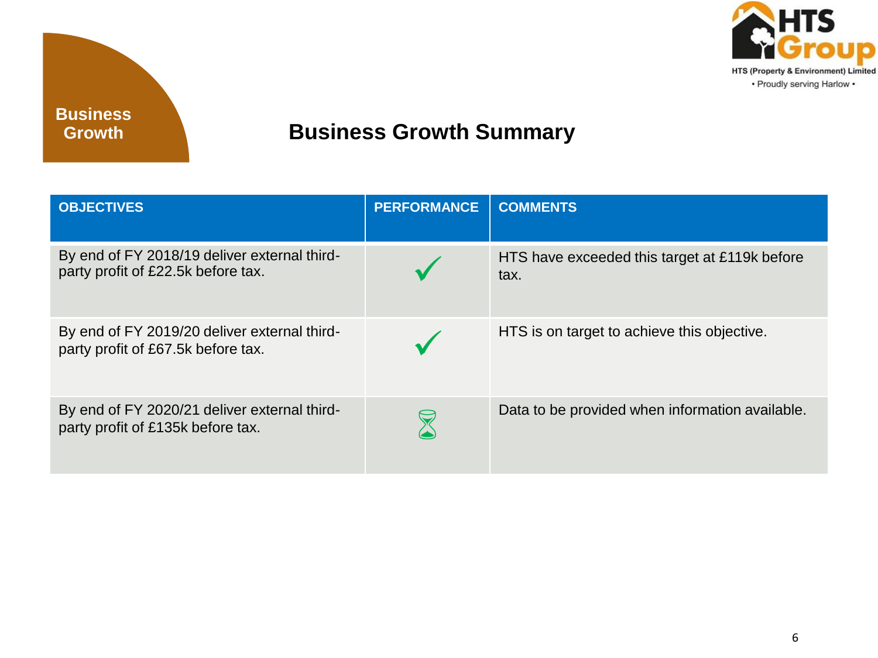HTS Group
HTS (Property & Environment) Limited
• Proudly serving Harlow •

**Business Growth**

# Business Growth Summary

| OBJECTIVES | PERFORMANCE | COMMENTS |
| --- | --- | --- |
| By end of FY 2018/19 deliver external third-party profit of £22.5k before tax. | ✓ | HTS have exceeded this target at £119k before tax. |
| By end of FY 2019/20 deliver external third-party profit of £67.5k before tax. | ✓ | HTS is on target to achieve this objective. |
| By end of FY 2020/21 deliver external third-party profit of £135k before tax. | ⌛ | Data to be provided when information available. |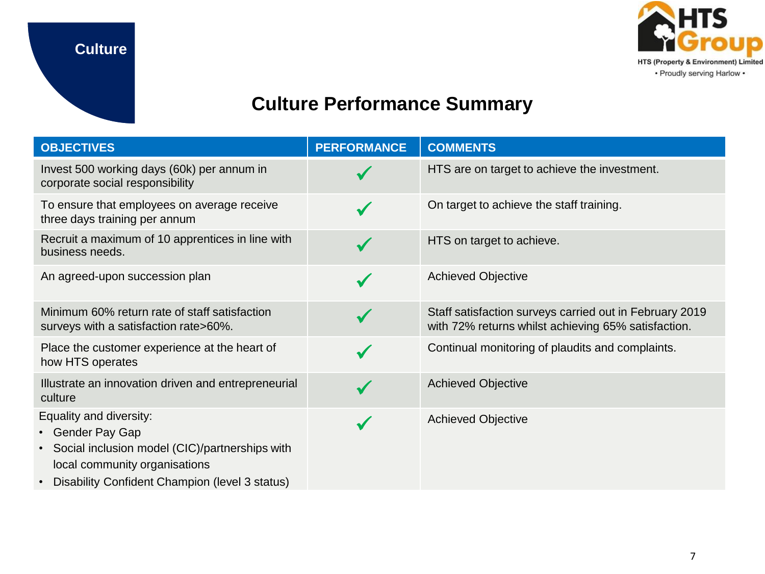Culture

HTS Group
HTS (Property & Environment) Limited
• Proudly serving Harlow •

# Culture Performance Summary

| OBJECTIVES | PERFORMANCE | COMMENTS |
|---|---|---|
| Invest 500 working days (60k) per annum in corporate social responsibility | ✓ | HTS are on target to achieve the investment. |
| To ensure that employees on average receive three days training per annum | ✓ | On target to achieve the staff training. |
| Recruit a maximum of 10 apprentices in line with business needs. | ✓ | HTS on target to achieve. |
| An agreed-upon succession plan | ✓ | Achieved Objective |
| Minimum 60% return rate of staff satisfaction surveys with a satisfaction rate>60%. | ✓ | Staff satisfaction surveys carried out in February 2019 with 72% returns whilst achieving 65% satisfaction. |
| Place the customer experience at the heart of how HTS operates | ✓ | Continual monitoring of plaudits and complaints. |
| Illustrate an innovation driven and entrepreneurial culture | ✓ | Achieved Objective |
| Equality and diversity:<br>• Gender Pay Gap<br>• Social inclusion model (CIC)/partnerships with local community organisations<br>• Disability Confident Champion (level 3 status) | ✓ | Achieved Objective |